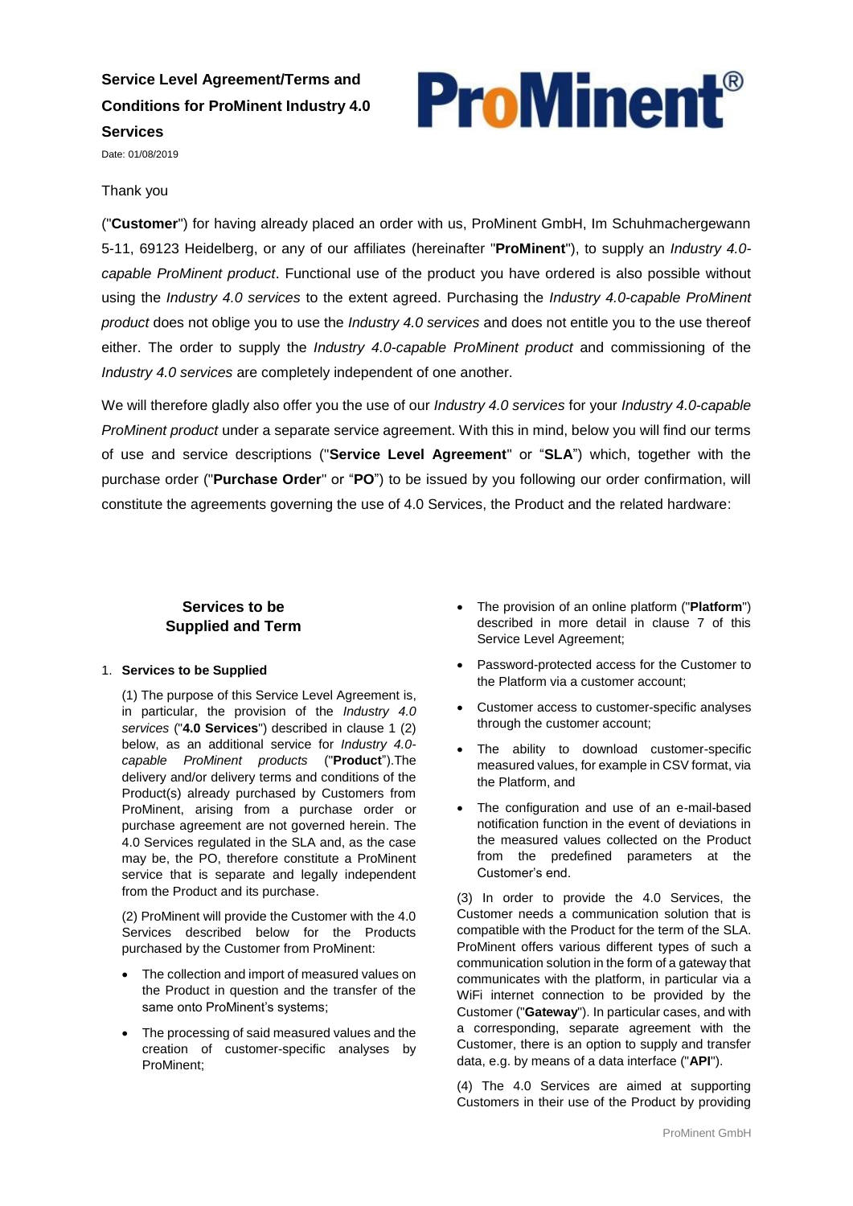# Service Level Agreement/Terms and Conditions for ProMinent Industry 4.0 Services

Date: 01/08/2019

ProMinent®

Thank you

("**Customer**") for having already placed an order with us, ProMinent GmbH, Im Schuhmachergewann 5-11, 69123 Heidelberg, or any of our affiliates (hereinafter "**ProMinent**"), to supply an *Industry 4.0-capable ProMinent product*. Functional use of the product you have ordered is also possible without using the *Industry 4.0 services* to the extent agreed. Purchasing the *Industry 4.0-capable ProMinent product* does not oblige you to use the *Industry 4.0 services* and does not entitle you to the use thereof either. The order to supply the *Industry 4.0-capable ProMinent product* and commissioning of the *Industry 4.0 services* are completely independent of one another.

We will therefore gladly also offer you the use of our *Industry 4.0 services* for your *Industry 4.0-capable ProMinent product* under a separate service agreement. With this in mind, below you will find our terms of use and service descriptions ("**Service Level Agreement**" or "**SLA**") which, together with the purchase order ("**Purchase Order**" or "**PO**") to be issued by you following our order confirmation, will constitute the agreements governing the use of 4.0 Services, the Product and the related hardware:

## Services to be Supplied and Term

1. **Services to be Supplied**

(1) The purpose of this Service Level Agreement is, in particular, the provision of the *Industry 4.0 services* ("**4.0 Services**") described in clause 1 (2) below, as an additional service for *Industry 4.0-capable ProMinent products* ("**Product**").The delivery and/or delivery terms and conditions of the Product(s) already purchased by Customers from ProMinent, arising from a purchase order or purchase agreement are not governed herein. The 4.0 Services regulated in the SLA and, as the case may be, the PO, therefore constitute a ProMinent service that is separate and legally independent from the Product and its purchase.

(2) ProMinent will provide the Customer with the 4.0 Services described below for the Products purchased by the Customer from ProMinent:

- The collection and import of measured values on the Product in question and the transfer of the same onto ProMinent's systems;
- The processing of said measured values and the creation of customer-specific analyses by ProMinent;
- The provision of an online platform ("**Platform**") described in more detail in clause 7 of this Service Level Agreement;
- Password-protected access for the Customer to the Platform via a customer account;
- Customer access to customer-specific analyses through the customer account;
- The ability to download customer-specific measured values, for example in CSV format, via the Platform, and
- The configuration and use of an e-mail-based notification function in the event of deviations in the measured values collected on the Product from the predefined parameters at the Customer's end.

(3) In order to provide the 4.0 Services, the Customer needs a communication solution that is compatible with the Product for the term of the SLA. ProMinent offers various different types of such a communication solution in the form of a gateway that communicates with the platform, in particular via a WiFi internet connection to be provided by the Customer ("**Gateway**"). In particular cases, and with a corresponding, separate agreement with the Customer, there is an option to supply and transfer data, e.g. by means of a data interface ("**API**").

(4) The 4.0 Services are aimed at supporting Customers in their use of the Product by providing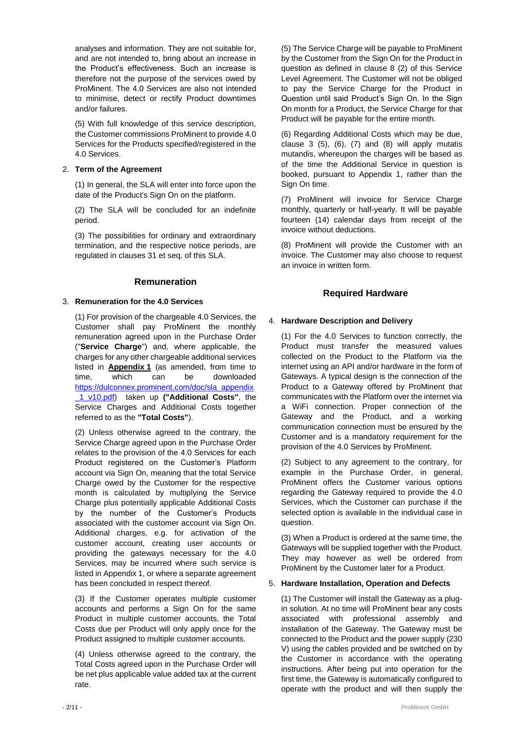analyses and information. They are not suitable for, and are not intended to, bring about an increase in the Product's effectiveness. Such an increase is therefore not the purpose of the services owed by ProMinent. The 4.0 Services are also not intended to minimise, detect or rectify Product downtimes and/or failures.

(5) With full knowledge of this service description, the Customer commissions ProMinent to provide 4.0 Services for the Products specified/registered in the 4.0 Services.

2. **Term of the Agreement**

(1) In general, the SLA will enter into force upon the date of the Product's Sign On on the platform.

(2) The SLA will be concluded for an indefinite period.

(3) The possibilities for ordinary and extraordinary termination, and the respective notice periods, are regulated in clauses 31 et seq. of this SLA.

## Remuneration

3. **Remuneration for the 4.0 Services**

(1) For provision of the chargeable 4.0 Services, the Customer shall pay ProMinent the monthly remuneration agreed upon in the Purchase Order ("**Service Charge**") and, where applicable, the charges for any other chargeable additional services listed in **Appendix 1** (as amended, from time to time, which can be downloaded https://dulconnex.prominent.com/doc/sla_appendix_1_v10.pdf) taken up **("Additional Costs"**, the Service Charges and Additional Costs together referred to as the **"Total Costs"**).

(2) Unless otherwise agreed to the contrary, the Service Charge agreed upon in the Purchase Order relates to the provision of the 4.0 Services for each Product registered on the Customer's Platform account via Sign On, meaning that the total Service Charge owed by the Customer for the respective month is calculated by multiplying the Service Charge plus potentially applicable Additional Costs by the number of the Customer's Products associated with the customer account via Sign On. Additional charges, e.g. for activation of the customer account, creating user accounts or providing the gateways necessary for the 4.0 Services, may be incurred where such service is listed in Appendix 1, or where a separate agreement has been concluded in respect thereof.

(3) If the Customer operates multiple customer accounts and performs a Sign On for the same Product in multiple customer accounts, the Total Costs due per Product will only apply once for the Product assigned to multiple customer accounts.

(4) Unless otherwise agreed to the contrary, the Total Costs agreed upon in the Purchase Order will be net plus applicable value added tax at the current rate.

(5) The Service Charge will be payable to ProMinent by the Customer from the Sign On for the Product in question as defined in clause 8 (2) of this Service Level Agreement. The Customer will not be obliged to pay the Service Charge for the Product in Question until said Product's Sign On. In the Sign On month for a Product, the Service Charge for that Product will be payable for the entire month.

(6) Regarding Additional Costs which may be due, clause 3 (5), (6), (7) and (8) will apply mutatis mutandis, whereupon the charges will be based as of the time the Additional Service in question is booked, pursuant to Appendix 1, rather than the Sign On time.

(7) ProMinent will invoice for Service Charge monthly, quarterly or half-yearly. It will be payable fourteen (14) calendar days from receipt of the invoice without deductions.

(8) ProMinent will provide the Customer with an invoice. The Customer may also choose to request an invoice in written form.

## Required Hardware

4. **Hardware Description and Delivery**

(1) For the 4.0 Services to function correctly, the Product must transfer the measured values collected on the Product to the Platform via the internet using an API and/or hardware in the form of Gateways. A typical design is the connection of the Product to a Gateway offered by ProMinent that communicates with the Platform over the internet via a WiFi connection. Proper connection of the Gateway and the Product, and a working communication connection must be ensured by the Customer and is a mandatory requirement for the provision of the 4.0 Services by ProMinent.

(2) Subject to any agreement to the contrary, for example in the Purchase Order, in general, ProMinent offers the Customer various options regarding the Gateway required to provide the 4.0 Services, which the Customer can purchase if the selected option is available in the individual case in question.

(3) When a Product is ordered at the same time, the Gateways will be supplied together with the Product. They may however as well be ordered from ProMinent by the Customer later for a Product.

5. **Hardware Installation, Operation and Defects**

(1) The Customer will install the Gateway as a plug-in solution. At no time will ProMinent bear any costs associated with professional assembly and installation of the Gateway. The Gateway must be connected to the Product and the power supply (230 V) using the cables provided and be switched on by the Customer in accordance with the operating instructions. After being put into operation for the first time, the Gateway is automatically configured to operate with the product and will then supply the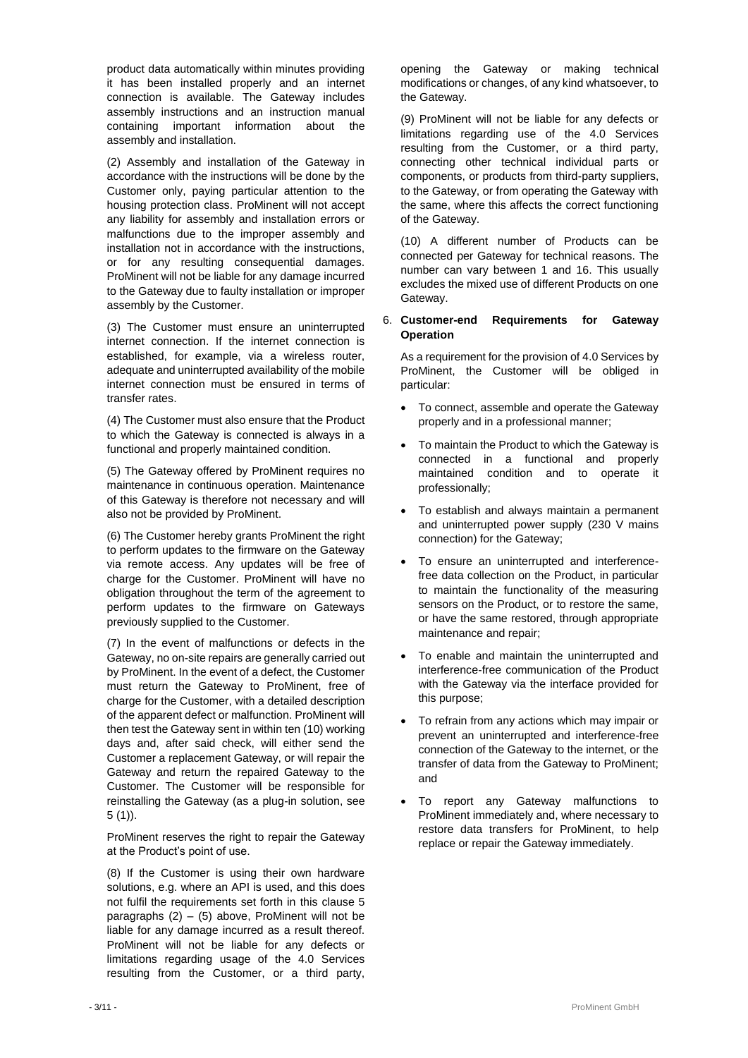product data automatically within minutes providing it has been installed properly and an internet connection is available. The Gateway includes assembly instructions and an instruction manual containing important information about the assembly and installation.

(2) Assembly and installation of the Gateway in accordance with the instructions will be done by the Customer only, paying particular attention to the housing protection class. ProMinent will not accept any liability for assembly and installation errors or malfunctions due to the improper assembly and installation not in accordance with the instructions, or for any resulting consequential damages. ProMinent will not be liable for any damage incurred to the Gateway due to faulty installation or improper assembly by the Customer.

(3) The Customer must ensure an uninterrupted internet connection. If the internet connection is established, for example, via a wireless router, adequate and uninterrupted availability of the mobile internet connection must be ensured in terms of transfer rates.

(4) The Customer must also ensure that the Product to which the Gateway is connected is always in a functional and properly maintained condition.

(5) The Gateway offered by ProMinent requires no maintenance in continuous operation. Maintenance of this Gateway is therefore not necessary and will also not be provided by ProMinent.

(6) The Customer hereby grants ProMinent the right to perform updates to the firmware on the Gateway via remote access. Any updates will be free of charge for the Customer. ProMinent will have no obligation throughout the term of the agreement to perform updates to the firmware on Gateways previously supplied to the Customer.

(7) In the event of malfunctions or defects in the Gateway, no on-site repairs are generally carried out by ProMinent. In the event of a defect, the Customer must return the Gateway to ProMinent, free of charge for the Customer, with a detailed description of the apparent defect or malfunction. ProMinent will then test the Gateway sent in within ten (10) working days and, after said check, will either send the Customer a replacement Gateway, or will repair the Gateway and return the repaired Gateway to the Customer. The Customer will be responsible for reinstalling the Gateway (as a plug-in solution, see 5 (1)).

ProMinent reserves the right to repair the Gateway at the Product's point of use.

(8) If the Customer is using their own hardware solutions, e.g. where an API is used, and this does not fulfil the requirements set forth in this clause 5 paragraphs (2) – (5) above, ProMinent will not be liable for any damage incurred as a result thereof. ProMinent will not be liable for any defects or limitations regarding usage of the 4.0 Services resulting from the Customer, or a third party, opening the Gateway or making technical modifications or changes, of any kind whatsoever, to the Gateway.

(9) ProMinent will not be liable for any defects or limitations regarding use of the 4.0 Services resulting from the Customer, or a third party, connecting other technical individual parts or components, or products from third-party suppliers, to the Gateway, or from operating the Gateway with the same, where this affects the correct functioning of the Gateway.

(10) A different number of Products can be connected per Gateway for technical reasons. The number can vary between 1 and 16. This usually excludes the mixed use of different Products on one Gateway.

## 6. Customer-end Requirements for Gateway Operation

As a requirement for the provision of 4.0 Services by ProMinent, the Customer will be obliged in particular:

- To connect, assemble and operate the Gateway properly and in a professional manner;
- To maintain the Product to which the Gateway is connected in a functional and properly maintained condition and to operate it professionally;
- To establish and always maintain a permanent and uninterrupted power supply (230 V mains connection) for the Gateway;
- To ensure an uninterrupted and interference-free data collection on the Product, in particular to maintain the functionality of the measuring sensors on the Product, or to restore the same, or have the same restored, through appropriate maintenance and repair;
- To enable and maintain the uninterrupted and interference-free communication of the Product with the Gateway via the interface provided for this purpose;
- To refrain from any actions which may impair or prevent an uninterrupted and interference-free connection of the Gateway to the internet, or the transfer of data from the Gateway to ProMinent; and
- To report any Gateway malfunctions to ProMinent immediately and, where necessary to restore data transfers for ProMinent, to help replace or repair the Gateway immediately.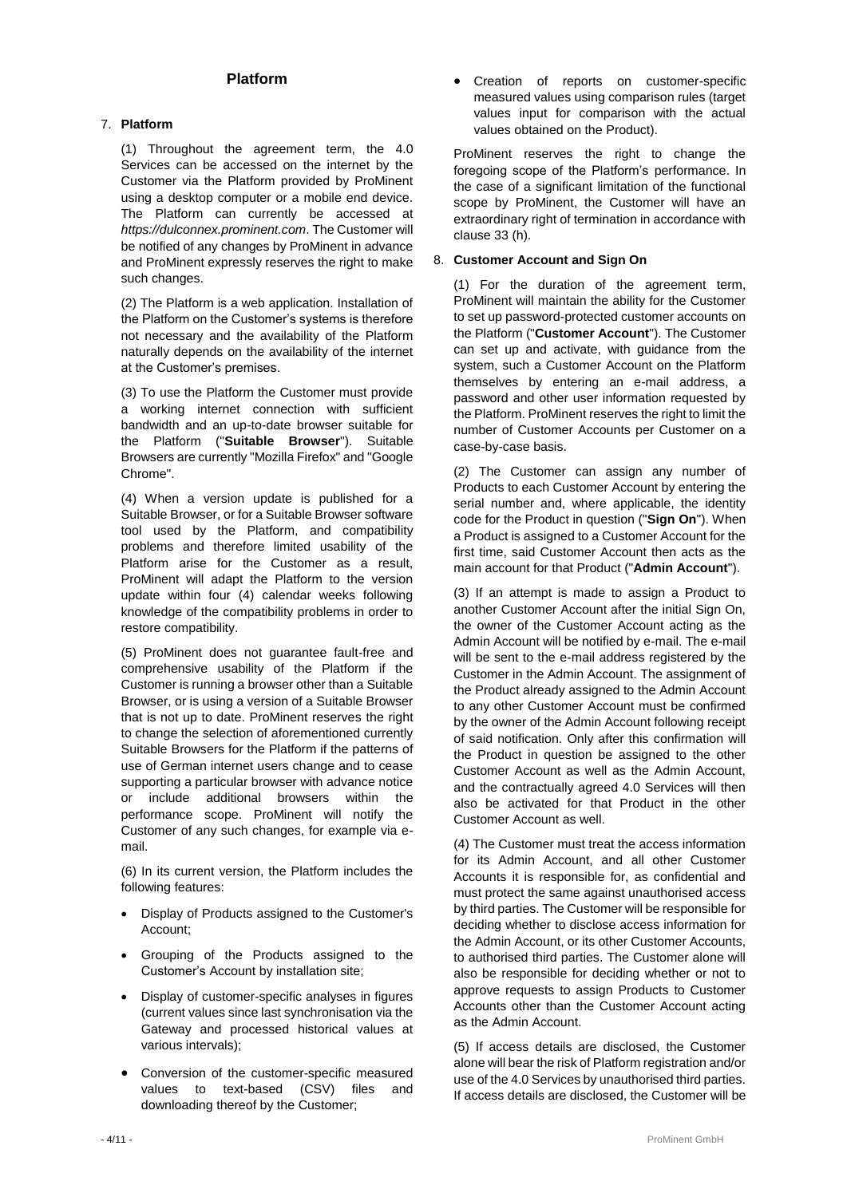## Platform

### 7. Platform

(1) Throughout the agreement term, the 4.0 Services can be accessed on the internet by the Customer via the Platform provided by ProMinent using a desktop computer or a mobile end device. The Platform can currently be accessed at *https://dulconnex.prominent.com*. The Customer will be notified of any changes by ProMinent in advance and ProMinent expressly reserves the right to make such changes.

(2) The Platform is a web application. Installation of the Platform on the Customer's systems is therefore not necessary and the availability of the Platform naturally depends on the availability of the internet at the Customer's premises.

(3) To use the Platform the Customer must provide a working internet connection with sufficient bandwidth and an up-to-date browser suitable for the Platform ("**Suitable Browser**"). Suitable Browsers are currently "Mozilla Firefox" and "Google Chrome".

(4) When a version update is published for a Suitable Browser, or for a Suitable Browser software tool used by the Platform, and compatibility problems and therefore limited usability of the Platform arise for the Customer as a result, ProMinent will adapt the Platform to the version update within four (4) calendar weeks following knowledge of the compatibility problems in order to restore compatibility.

(5) ProMinent does not guarantee fault-free and comprehensive usability of the Platform if the Customer is running a browser other than a Suitable Browser, or is using a version of a Suitable Browser that is not up to date. ProMinent reserves the right to change the selection of aforementioned currently Suitable Browsers for the Platform if the patterns of use of German internet users change and to cease supporting a particular browser with advance notice or include additional browsers within the performance scope. ProMinent will notify the Customer of any such changes, for example via e-mail.

(6) In its current version, the Platform includes the following features:

- Display of Products assigned to the Customer's Account;
- Grouping of the Products assigned to the Customer's Account by installation site;
- Display of customer-specific analyses in figures (current values since last synchronisation via the Gateway and processed historical values at various intervals);
- Conversion of the customer-specific measured values to text-based (CSV) files and downloading thereof by the Customer;
- Creation of reports on customer-specific measured values using comparison rules (target values input for comparison with the actual values obtained on the Product).

ProMinent reserves the right to change the foregoing scope of the Platform's performance. In the case of a significant limitation of the functional scope by ProMinent, the Customer will have an extraordinary right of termination in accordance with clause 33 (h).

### 8. Customer Account and Sign On

(1) For the duration of the agreement term, ProMinent will maintain the ability for the Customer to set up password-protected customer accounts on the Platform ("**Customer Account**"). The Customer can set up and activate, with guidance from the system, such a Customer Account on the Platform themselves by entering an e-mail address, a password and other user information requested by the Platform. ProMinent reserves the right to limit the number of Customer Accounts per Customer on a case-by-case basis.

(2) The Customer can assign any number of Products to each Customer Account by entering the serial number and, where applicable, the identity code for the Product in question ("**Sign On**"). When a Product is assigned to a Customer Account for the first time, said Customer Account then acts as the main account for that Product ("**Admin Account**").

(3) If an attempt is made to assign a Product to another Customer Account after the initial Sign On, the owner of the Customer Account acting as the Admin Account will be notified by e-mail. The e-mail will be sent to the e-mail address registered by the Customer in the Admin Account. The assignment of the Product already assigned to the Admin Account to any other Customer Account must be confirmed by the owner of the Admin Account following receipt of said notification. Only after this confirmation will the Product in question be assigned to the other Customer Account as well as the Admin Account, and the contractually agreed 4.0 Services will then also be activated for that Product in the other Customer Account as well.

(4) The Customer must treat the access information for its Admin Account, and all other Customer Accounts it is responsible for, as confidential and must protect the same against unauthorised access by third parties. The Customer will be responsible for deciding whether to disclose access information for the Admin Account, or its other Customer Accounts, to authorised third parties. The Customer alone will also be responsible for deciding whether or not to approve requests to assign Products to Customer Accounts other than the Customer Account acting as the Admin Account.

(5) If access details are disclosed, the Customer alone will bear the risk of Platform registration and/or use of the 4.0 Services by unauthorised third parties. If access details are disclosed, the Customer will be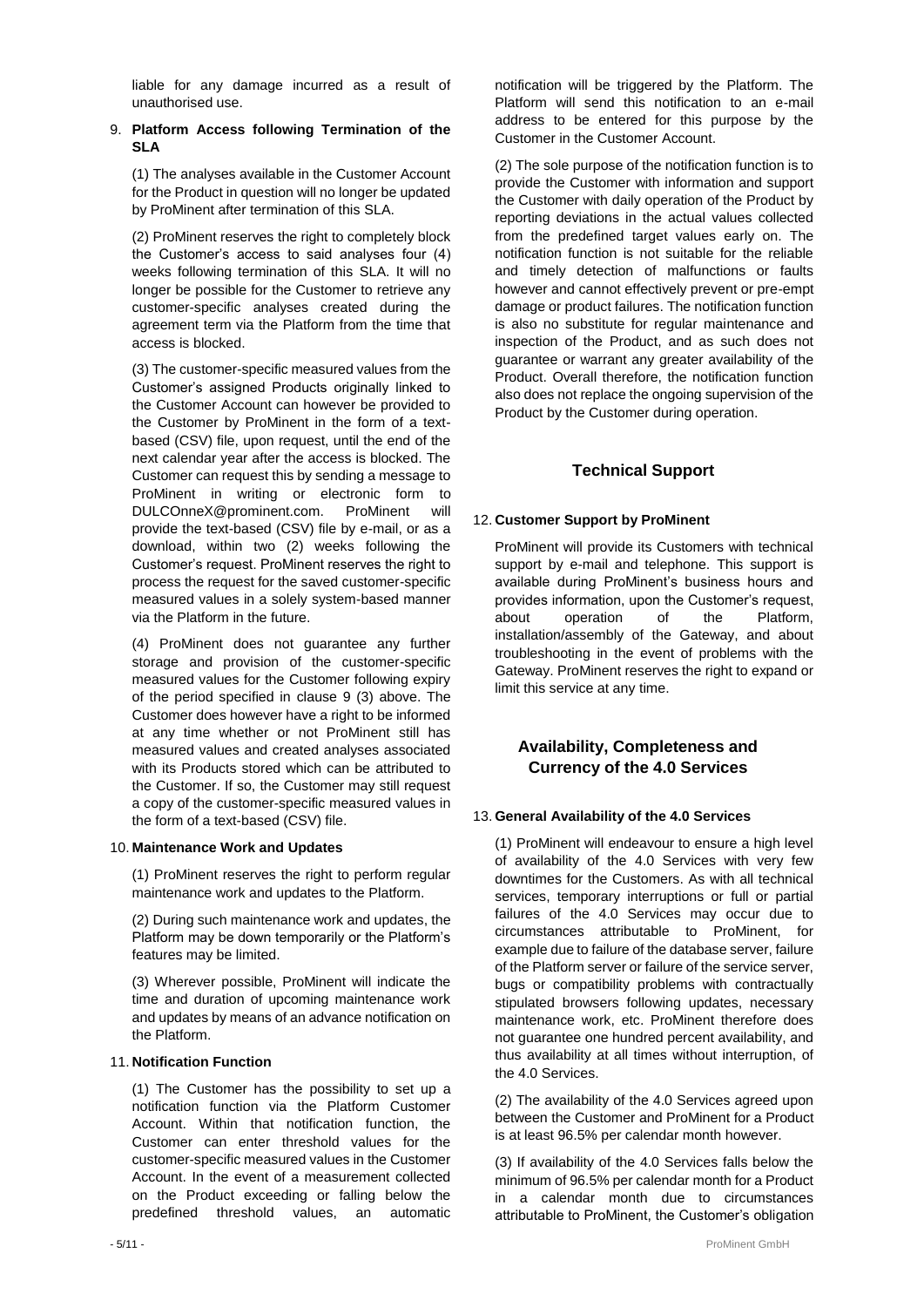liable for any damage incurred as a result of unauthorised use.

### 9. Platform Access following Termination of the SLA

(1) The analyses available in the Customer Account for the Product in question will no longer be updated by ProMinent after termination of this SLA.

(2) ProMinent reserves the right to completely block the Customer's access to said analyses four (4) weeks following termination of this SLA. It will no longer be possible for the Customer to retrieve any customer-specific analyses created during the agreement term via the Platform from the time that access is blocked.

(3) The customer-specific measured values from the Customer's assigned Products originally linked to the Customer Account can however be provided to the Customer by ProMinent in the form of a text-based (CSV) file, upon request, until the end of the next calendar year after the access is blocked. The Customer can request this by sending a message to ProMinent in writing or electronic form to DULCOnneX@prominent.com. ProMinent will provide the text-based (CSV) file by e-mail, or as a download, within two (2) weeks following the Customer's request. ProMinent reserves the right to process the request for the saved customer-specific measured values in a solely system-based manner via the Platform in the future.

(4) ProMinent does not guarantee any further storage and provision of the customer-specific measured values for the Customer following expiry of the period specified in clause 9 (3) above. The Customer does however have a right to be informed at any time whether or not ProMinent still has measured values and created analyses associated with its Products stored which can be attributed to the Customer. If so, the Customer may still request a copy of the customer-specific measured values in the form of a text-based (CSV) file.

### 10. Maintenance Work and Updates

(1) ProMinent reserves the right to perform regular maintenance work and updates to the Platform.

(2) During such maintenance work and updates, the Platform may be down temporarily or the Platform's features may be limited.

(3) Wherever possible, ProMinent will indicate the time and duration of upcoming maintenance work and updates by means of an advance notification on the Platform.

### 11. Notification Function

(1) The Customer has the possibility to set up a notification function via the Platform Customer Account. Within that notification function, the Customer can enter threshold values for the customer-specific measured values in the Customer Account. In the event of a measurement collected on the Product exceeding or falling below the predefined threshold values, an automatic notification will be triggered by the Platform. The Platform will send this notification to an e-mail address to be entered for this purpose by the Customer in the Customer Account.

(2) The sole purpose of the notification function is to provide the Customer with information and support the Customer with daily operation of the Product by reporting deviations in the actual values collected from the predefined target values early on. The notification function is not suitable for the reliable and timely detection of malfunctions or faults however and cannot effectively prevent or pre-empt damage or product failures. The notification function is also no substitute for regular maintenance and inspection of the Product, and as such does not guarantee or warrant any greater availability of the Product. Overall therefore, the notification function also does not replace the ongoing supervision of the Product by the Customer during operation.

## Technical Support

### 12. Customer Support by ProMinent

ProMinent will provide its Customers with technical support by e-mail and telephone. This support is available during ProMinent's business hours and provides information, upon the Customer's request, about operation of the Platform, installation/assembly of the Gateway, and about troubleshooting in the event of problems with the Gateway. ProMinent reserves the right to expand or limit this service at any time.

## Availability, Completeness and Currency of the 4.0 Services

### 13. General Availability of the 4.0 Services

(1) ProMinent will endeavour to ensure a high level of availability of the 4.0 Services with very few downtimes for the Customers. As with all technical services, temporary interruptions or full or partial failures of the 4.0 Services may occur due to circumstances attributable to ProMinent, for example due to failure of the database server, failure of the Platform server or failure of the service server, bugs or compatibility problems with contractually stipulated browsers following updates, necessary maintenance work, etc. ProMinent therefore does not guarantee one hundred percent availability, and thus availability at all times without interruption, of the 4.0 Services.

(2) The availability of the 4.0 Services agreed upon between the Customer and ProMinent for a Product is at least 96.5% per calendar month however.

(3) If availability of the 4.0 Services falls below the minimum of 96.5% per calendar month for a Product in a calendar month due to circumstances attributable to ProMinent, the Customer's obligation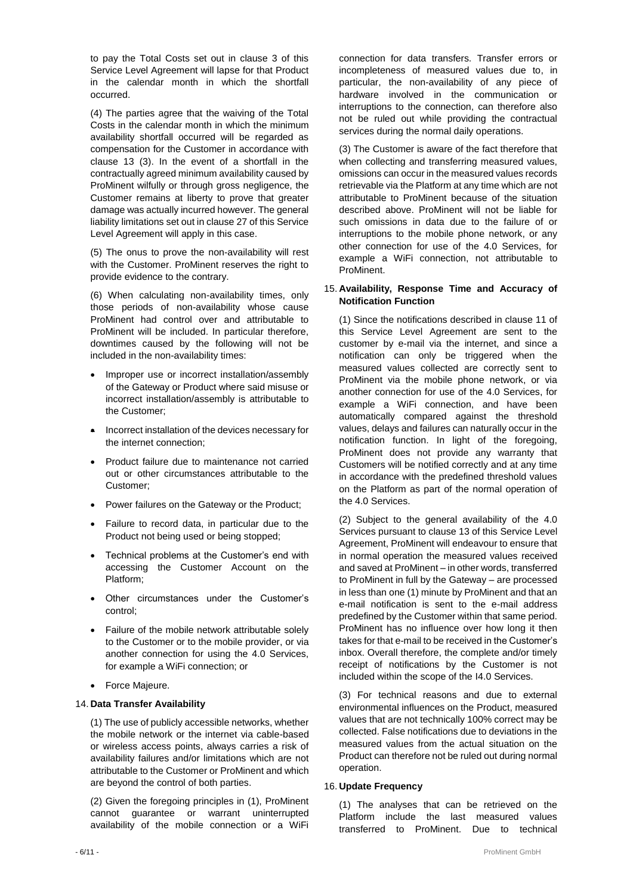to pay the Total Costs set out in clause 3 of this Service Level Agreement will lapse for that Product in the calendar month in which the shortfall occurred.

(4) The parties agree that the waiving of the Total Costs in the calendar month in which the minimum availability shortfall occurred will be regarded as compensation for the Customer in accordance with clause 13 (3). In the event of a shortfall in the contractually agreed minimum availability caused by ProMinent wilfully or through gross negligence, the Customer remains at liberty to prove that greater damage was actually incurred however. The general liability limitations set out in clause 27 of this Service Level Agreement will apply in this case.

(5) The onus to prove the non-availability will rest with the Customer. ProMinent reserves the right to provide evidence to the contrary.

(6) When calculating non-availability times, only those periods of non-availability whose cause ProMinent had control over and attributable to ProMinent will be included. In particular therefore, downtimes caused by the following will not be included in the non-availability times:

- Improper use or incorrect installation/assembly of the Gateway or Product where said misuse or incorrect installation/assembly is attributable to the Customer;
- Incorrect installation of the devices necessary for the internet connection;
- Product failure due to maintenance not carried out or other circumstances attributable to the Customer;
- Power failures on the Gateway or the Product;
- Failure to record data, in particular due to the Product not being used or being stopped;
- Technical problems at the Customer's end with accessing the Customer Account on the Platform;
- Other circumstances under the Customer's control;
- Failure of the mobile network attributable solely to the Customer or to the mobile provider, or via another connection for using the 4.0 Services, for example a WiFi connection; or
- Force Majeure.

## 14. Data Transfer Availability

(1) The use of publicly accessible networks, whether the mobile network or the internet via cable-based or wireless access points, always carries a risk of availability failures and/or limitations which are not attributable to the Customer or ProMinent and which are beyond the control of both parties.

(2) Given the foregoing principles in (1), ProMinent cannot guarantee or warrant uninterrupted availability of the mobile connection or a WiFi connection for data transfers. Transfer errors or incompleteness of measured values due to, in particular, the non-availability of any piece of hardware involved in the communication or interruptions to the connection, can therefore also not be ruled out while providing the contractual services during the normal daily operations.

(3) The Customer is aware of the fact therefore that when collecting and transferring measured values, omissions can occur in the measured values records retrievable via the Platform at any time which are not attributable to ProMinent because of the situation described above. ProMinent will not be liable for such omissions in data due to the failure of or interruptions to the mobile phone network, or any other connection for use of the 4.0 Services, for example a WiFi connection, not attributable to ProMinent.

## 15. Availability, Response Time and Accuracy of Notification Function

(1) Since the notifications described in clause 11 of this Service Level Agreement are sent to the customer by e-mail via the internet, and since a notification can only be triggered when the measured values collected are correctly sent to ProMinent via the mobile phone network, or via another connection for use of the 4.0 Services, for example a WiFi connection, and have been automatically compared against the threshold values, delays and failures can naturally occur in the notification function. In light of the foregoing, ProMinent does not provide any warranty that Customers will be notified correctly and at any time in accordance with the predefined threshold values on the Platform as part of the normal operation of the 4.0 Services.

(2) Subject to the general availability of the 4.0 Services pursuant to clause 13 of this Service Level Agreement, ProMinent will endeavour to ensure that in normal operation the measured values received and saved at ProMinent – in other words, transferred to ProMinent in full by the Gateway – are processed in less than one (1) minute by ProMinent and that an e-mail notification is sent to the e-mail address predefined by the Customer within that same period. ProMinent has no influence over how long it then takes for that e-mail to be received in the Customer's inbox. Overall therefore, the complete and/or timely receipt of notifications by the Customer is not included within the scope of the I4.0 Services.

(3) For technical reasons and due to external environmental influences on the Product, measured values that are not technically 100% correct may be collected. False notifications due to deviations in the measured values from the actual situation on the Product can therefore not be ruled out during normal operation.

## 16. Update Frequency

(1) The analyses that can be retrieved on the Platform include the last measured values transferred to ProMinent. Due to technical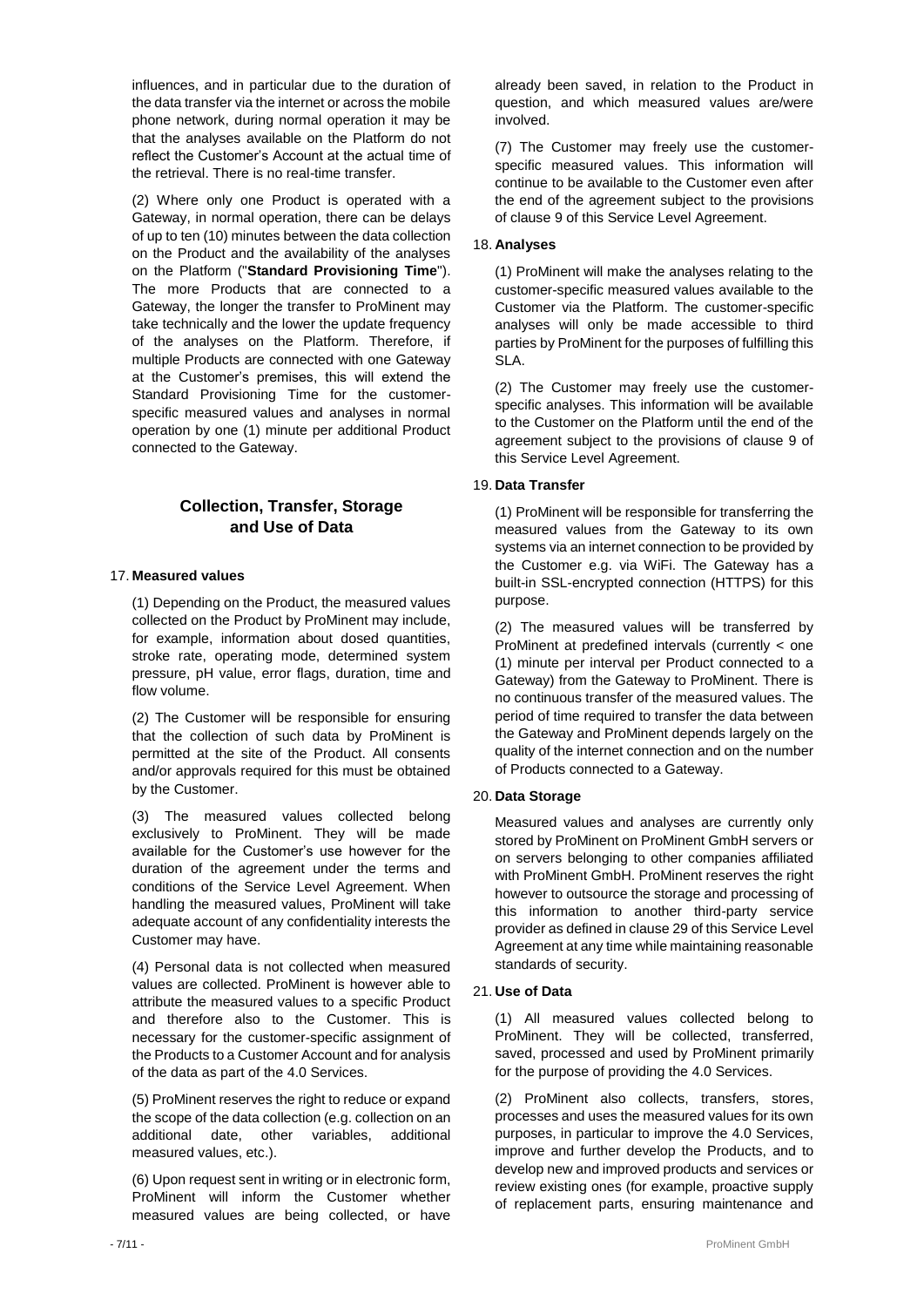influences, and in particular due to the duration of the data transfer via the internet or across the mobile phone network, during normal operation it may be that the analyses available on the Platform do not reflect the Customer's Account at the actual time of the retrieval. There is no real-time transfer.

(2) Where only one Product is operated with a Gateway, in normal operation, there can be delays of up to ten (10) minutes between the data collection on the Product and the availability of the analyses on the Platform ("**Standard Provisioning Time**"). The more Products that are connected to a Gateway, the longer the transfer to ProMinent may take technically and the lower the update frequency of the analyses on the Platform. Therefore, if multiple Products are connected with one Gateway at the Customer's premises, this will extend the Standard Provisioning Time for the customer-specific measured values and analyses in normal operation by one (1) minute per additional Product connected to the Gateway.

## Collection, Transfer, Storage and Use of Data

17. **Measured values**

(1) Depending on the Product, the measured values collected on the Product by ProMinent may include, for example, information about dosed quantities, stroke rate, operating mode, determined system pressure, pH value, error flags, duration, time and flow volume.

(2) The Customer will be responsible for ensuring that the collection of such data by ProMinent is permitted at the site of the Product. All consents and/or approvals required for this must be obtained by the Customer.

(3) The measured values collected belong exclusively to ProMinent. They will be made available for the Customer's use however for the duration of the agreement under the terms and conditions of the Service Level Agreement. When handling the measured values, ProMinent will take adequate account of any confidentiality interests the Customer may have.

(4) Personal data is not collected when measured values are collected. ProMinent is however able to attribute the measured values to a specific Product and therefore also to the Customer. This is necessary for the customer-specific assignment of the Products to a Customer Account and for analysis of the data as part of the 4.0 Services.

(5) ProMinent reserves the right to reduce or expand the scope of the data collection (e.g. collection on an additional date, other variables, additional measured values, etc.).

(6) Upon request sent in writing or in electronic form, ProMinent will inform the Customer whether measured values are being collected, or have already been saved, in relation to the Product in question, and which measured values are/were involved.

(7) The Customer may freely use the customer-specific measured values. This information will continue to be available to the Customer even after the end of the agreement subject to the provisions of clause 9 of this Service Level Agreement.

18. **Analyses**

(1) ProMinent will make the analyses relating to the customer-specific measured values available to the Customer via the Platform. The customer-specific analyses will only be made accessible to third parties by ProMinent for the purposes of fulfilling this SLA.

(2) The Customer may freely use the customer-specific analyses. This information will be available to the Customer on the Platform until the end of the agreement subject to the provisions of clause 9 of this Service Level Agreement.

19. **Data Transfer**

(1) ProMinent will be responsible for transferring the measured values from the Gateway to its own systems via an internet connection to be provided by the Customer e.g. via WiFi. The Gateway has a built-in SSL-encrypted connection (HTTPS) for this purpose.

(2) The measured values will be transferred by ProMinent at predefined intervals (currently < one (1) minute per interval per Product connected to a Gateway) from the Gateway to ProMinent. There is no continuous transfer of the measured values. The period of time required to transfer the data between the Gateway and ProMinent depends largely on the quality of the internet connection and on the number of Products connected to a Gateway.

20. **Data Storage**

Measured values and analyses are currently only stored by ProMinent on ProMinent GmbH servers or on servers belonging to other companies affiliated with ProMinent GmbH. ProMinent reserves the right however to outsource the storage and processing of this information to another third-party service provider as defined in clause 29 of this Service Level Agreement at any time while maintaining reasonable standards of security.

21. **Use of Data**

(1) All measured values collected belong to ProMinent. They will be collected, transferred, saved, processed and used by ProMinent primarily for the purpose of providing the 4.0 Services.

(2) ProMinent also collects, transfers, stores, processes and uses the measured values for its own purposes, in particular to improve the 4.0 Services, improve and further develop the Products, and to develop new and improved products and services or review existing ones (for example, proactive supply of replacement parts, ensuring maintenance and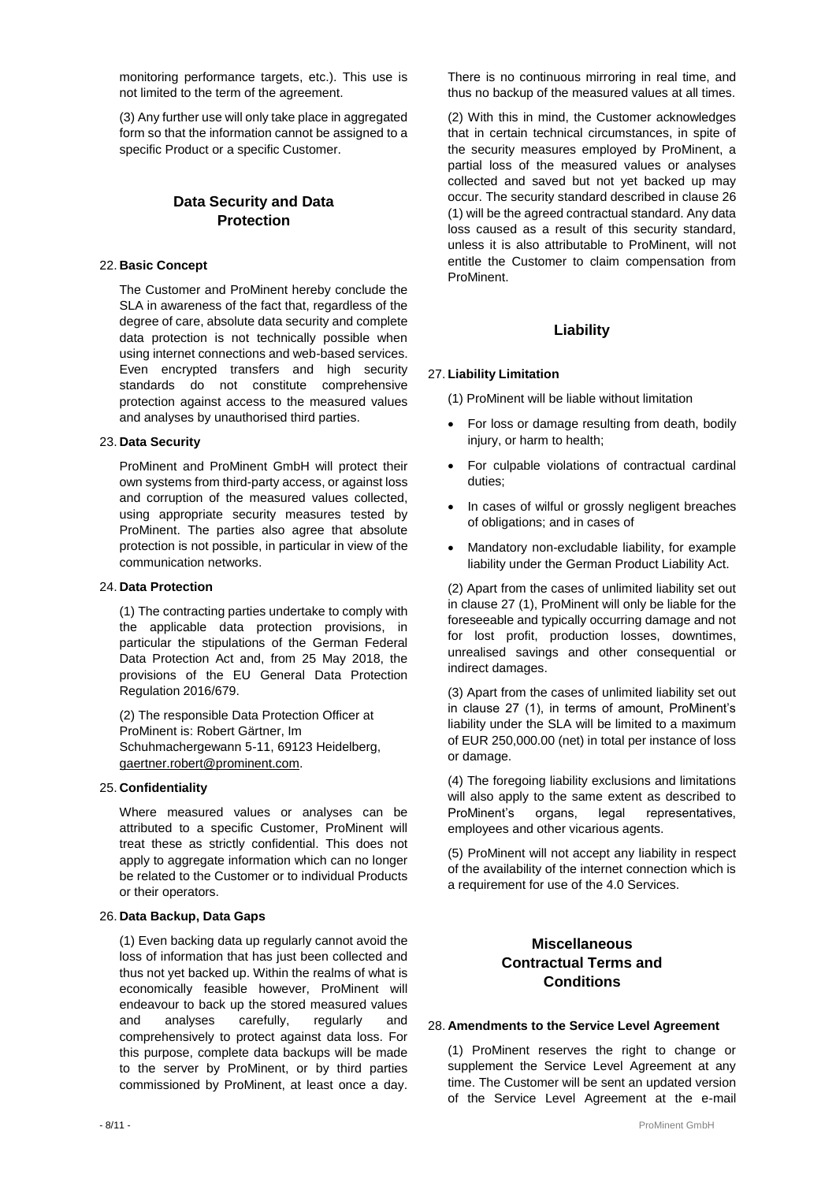monitoring performance targets, etc.). This use is not limited to the term of the agreement.

(3) Any further use will only take place in aggregated form so that the information cannot be assigned to a specific Product or a specific Customer.

## Data Security and Data Protection

### 22. Basic Concept

The Customer and ProMinent hereby conclude the SLA in awareness of the fact that, regardless of the degree of care, absolute data security and complete data protection is not technically possible when using internet connections and web-based services. Even encrypted transfers and high security standards do not constitute comprehensive protection against access to the measured values and analyses by unauthorised third parties.

### 23. Data Security

ProMinent and ProMinent GmbH will protect their own systems from third-party access, or against loss and corruption of the measured values collected, using appropriate security measures tested by ProMinent. The parties also agree that absolute protection is not possible, in particular in view of the communication networks.

### 24. Data Protection

(1) The contracting parties undertake to comply with the applicable data protection provisions, in particular the stipulations of the German Federal Data Protection Act and, from 25 May 2018, the provisions of the EU General Data Protection Regulation 2016/679.

(2) The responsible Data Protection Officer at ProMinent is: Robert Gärtner, Im Schuhmachergewann 5-11, 69123 Heidelberg, gaertner.robert@prominent.com.

### 25. Confidentiality

Where measured values or analyses can be attributed to a specific Customer, ProMinent will treat these as strictly confidential. This does not apply to aggregate information which can no longer be related to the Customer or to individual Products or their operators.

### 26. Data Backup, Data Gaps

(1) Even backing data up regularly cannot avoid the loss of information that has just been collected and thus not yet backed up. Within the realms of what is economically feasible however, ProMinent will endeavour to back up the stored measured values and analyses carefully, regularly and comprehensively to protect against data loss. For this purpose, complete data backups will be made to the server by ProMinent, or by third parties commissioned by ProMinent, at least once a day. There is no continuous mirroring in real time, and thus no backup of the measured values at all times.

(2) With this in mind, the Customer acknowledges that in certain technical circumstances, in spite of the security measures employed by ProMinent, a partial loss of the measured values or analyses collected and saved but not yet backed up may occur. The security standard described in clause 26 (1) will be the agreed contractual standard. Any data loss caused as a result of this security standard, unless it is also attributable to ProMinent, will not entitle the Customer to claim compensation from ProMinent.

## Liability

### 27. Liability Limitation

(1) ProMinent will be liable without limitation

- For loss or damage resulting from death, bodily injury, or harm to health;
- For culpable violations of contractual cardinal duties;
- In cases of wilful or grossly negligent breaches of obligations; and in cases of
- Mandatory non-excludable liability, for example liability under the German Product Liability Act.

(2) Apart from the cases of unlimited liability set out in clause 27 (1), ProMinent will only be liable for the foreseeable and typically occurring damage and not for lost profit, production losses, downtimes, unrealised savings and other consequential or indirect damages.

(3) Apart from the cases of unlimited liability set out in clause 27 (1), in terms of amount, ProMinent's liability under the SLA will be limited to a maximum of EUR 250,000.00 (net) in total per instance of loss or damage.

(4) The foregoing liability exclusions and limitations will also apply to the same extent as described to ProMinent's organs, legal representatives, employees and other vicarious agents.

(5) ProMinent will not accept any liability in respect of the availability of the internet connection which is a requirement for use of the 4.0 Services.

## Miscellaneous Contractual Terms and Conditions

### 28. Amendments to the Service Level Agreement

(1) ProMinent reserves the right to change or supplement the Service Level Agreement at any time. The Customer will be sent an updated version of the Service Level Agreement at the e-mail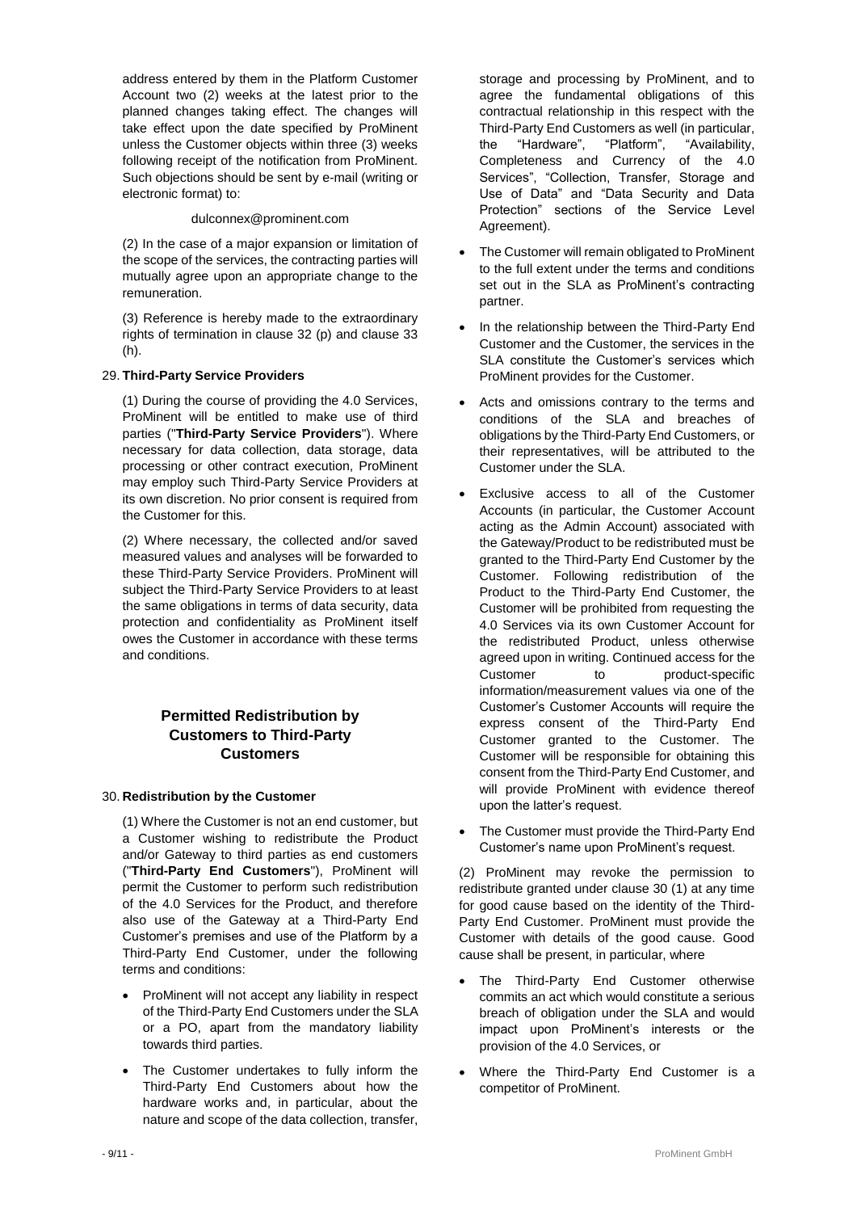address entered by them in the Platform Customer Account two (2) weeks at the latest prior to the planned changes taking effect. The changes will take effect upon the date specified by ProMinent unless the Customer objects within three (3) weeks following receipt of the notification from ProMinent. Such objections should be sent by e-mail (writing or electronic format) to:

dulconnex@prominent.com

(2) In the case of a major expansion or limitation of the scope of the services, the contracting parties will mutually agree upon an appropriate change to the remuneration.

(3) Reference is hereby made to the extraordinary rights of termination in clause 32 (p) and clause 33 (h).

### 29. Third-Party Service Providers

(1) During the course of providing the 4.0 Services, ProMinent will be entitled to make use of third parties ("**Third-Party Service Providers**"). Where necessary for data collection, data storage, data processing or other contract execution, ProMinent may employ such Third-Party Service Providers at its own discretion. No prior consent is required from the Customer for this.

(2) Where necessary, the collected and/or saved measured values and analyses will be forwarded to these Third-Party Service Providers. ProMinent will subject the Third-Party Service Providers to at least the same obligations in terms of data security, data protection and confidentiality as ProMinent itself owes the Customer in accordance with these terms and conditions.

## Permitted Redistribution by Customers to Third-Party Customers

### 30. Redistribution by the Customer

(1) Where the Customer is not an end customer, but a Customer wishing to redistribute the Product and/or Gateway to third parties as end customers ("**Third-Party End Customers**"), ProMinent will permit the Customer to perform such redistribution of the 4.0 Services for the Product, and therefore also use of the Gateway at a Third-Party End Customer's premises and use of the Platform by a Third-Party End Customer, under the following terms and conditions:

- ProMinent will not accept any liability in respect of the Third-Party End Customers under the SLA or a PO, apart from the mandatory liability towards third parties.
- The Customer undertakes to fully inform the Third-Party End Customers about how the hardware works and, in particular, about the nature and scope of the data collection, transfer, storage and processing by ProMinent, and to agree the fundamental obligations of this contractual relationship in this respect with the Third-Party End Customers as well (in particular, the "Hardware", "Platform", "Availability, Completeness and Currency of the 4.0 Services", "Collection, Transfer, Storage and Use of Data" and "Data Security and Data Protection" sections of the Service Level Agreement).
- The Customer will remain obligated to ProMinent to the full extent under the terms and conditions set out in the SLA as ProMinent's contracting partner.
- In the relationship between the Third-Party End Customer and the Customer, the services in the SLA constitute the Customer's services which ProMinent provides for the Customer.
- Acts and omissions contrary to the terms and conditions of the SLA and breaches of obligations by the Third-Party End Customers, or their representatives, will be attributed to the Customer under the SLA.
- Exclusive access to all of the Customer Accounts (in particular, the Customer Account acting as the Admin Account) associated with the Gateway/Product to be redistributed must be granted to the Third-Party End Customer by the Customer. Following redistribution of the Product to the Third-Party End Customer, the Customer will be prohibited from requesting the 4.0 Services via its own Customer Account for the redistributed Product, unless otherwise agreed upon in writing. Continued access for the Customer to product-specific information/measurement values via one of the Customer's Customer Accounts will require the express consent of the Third-Party End Customer granted to the Customer. The Customer will be responsible for obtaining this consent from the Third-Party End Customer, and will provide ProMinent with evidence thereof upon the latter's request.
- The Customer must provide the Third-Party End Customer's name upon ProMinent's request.

(2) ProMinent may revoke the permission to redistribute granted under clause 30 (1) at any time for good cause based on the identity of the Third-Party End Customer. ProMinent must provide the Customer with details of the good cause. Good cause shall be present, in particular, where

- The Third-Party End Customer otherwise commits an act which would constitute a serious breach of obligation under the SLA and would impact upon ProMinent's interests or the provision of the 4.0 Services, or
- Where the Third-Party End Customer is a competitor of ProMinent.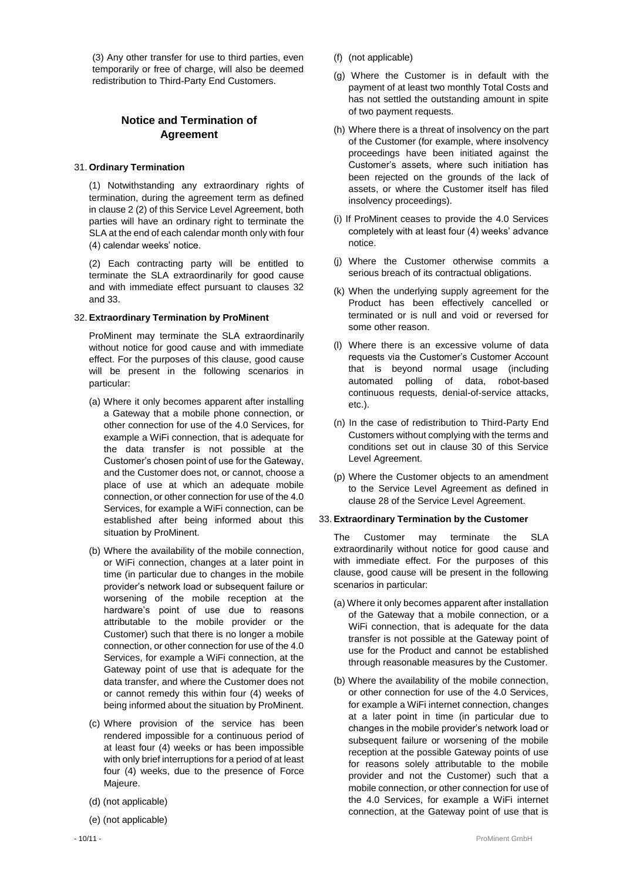(3) Any other transfer for use to third parties, even temporarily or free of charge, will also be deemed redistribution to Third-Party End Customers.

## Notice and Termination of Agreement

### 31. Ordinary Termination

(1) Notwithstanding any extraordinary rights of termination, during the agreement term as defined in clause 2 (2) of this Service Level Agreement, both parties will have an ordinary right to terminate the SLA at the end of each calendar month only with four (4) calendar weeks' notice.

(2) Each contracting party will be entitled to terminate the SLA extraordinarily for good cause and with immediate effect pursuant to clauses 32 and 33.

### 32. Extraordinary Termination by ProMinent

ProMinent may terminate the SLA extraordinarily without notice for good cause and with immediate effect. For the purposes of this clause, good cause will be present in the following scenarios in particular:

(a) Where it only becomes apparent after installing a Gateway that a mobile phone connection, or other connection for use of the 4.0 Services, for example a WiFi connection, that is adequate for the data transfer is not possible at the Customer's chosen point of use for the Gateway, and the Customer does not, or cannot, choose a place of use at which an adequate mobile connection, or other connection for use of the 4.0 Services, for example a WiFi connection, can be established after being informed about this situation by ProMinent.

(b) Where the availability of the mobile connection, or WiFi connection, changes at a later point in time (in particular due to changes in the mobile provider's network load or subsequent failure or worsening of the mobile reception at the hardware's point of use due to reasons attributable to the mobile provider or the Customer) such that there is no longer a mobile connection, or other connection for use of the 4.0 Services, for example a WiFi connection, at the Gateway point of use that is adequate for the data transfer, and where the Customer does not or cannot remedy this within four (4) weeks of being informed about the situation by ProMinent.

(c) Where provision of the service has been rendered impossible for a continuous period of at least four (4) weeks or has been impossible with only brief interruptions for a period of at least four (4) weeks, due to the presence of Force Majeure.

(d) (not applicable)

(e) (not applicable)

(f) (not applicable)

(g) Where the Customer is in default with the payment of at least two monthly Total Costs and has not settled the outstanding amount in spite of two payment requests.

(h) Where there is a threat of insolvency on the part of the Customer (for example, where insolvency proceedings have been initiated against the Customer's assets, where such initiation has been rejected on the grounds of the lack of assets, or where the Customer itself has filed insolvency proceedings).

(i) If ProMinent ceases to provide the 4.0 Services completely with at least four (4) weeks' advance notice.

(j) Where the Customer otherwise commits a serious breach of its contractual obligations.

(k) When the underlying supply agreement for the Product has been effectively cancelled or terminated or is null and void or reversed for some other reason.

(l) Where there is an excessive volume of data requests via the Customer's Customer Account that is beyond normal usage (including automated polling of data, robot-based continuous requests, denial-of-service attacks, etc.).

(n) In the case of redistribution to Third-Party End Customers without complying with the terms and conditions set out in clause 30 of this Service Level Agreement.

(p) Where the Customer objects to an amendment to the Service Level Agreement as defined in clause 28 of the Service Level Agreement.

### 33. Extraordinary Termination by the Customer

The Customer may terminate the SLA extraordinarily without notice for good cause and with immediate effect. For the purposes of this clause, good cause will be present in the following scenarios in particular:

(a) Where it only becomes apparent after installation of the Gateway that a mobile connection, or a WiFi connection, that is adequate for the data transfer is not possible at the Gateway point of use for the Product and cannot be established through reasonable measures by the Customer.

(b) Where the availability of the mobile connection, or other connection for use of the 4.0 Services, for example a WiFi internet connection, changes at a later point in time (in particular due to changes in the mobile provider's network load or subsequent failure or worsening of the mobile reception at the possible Gateway points of use for reasons solely attributable to the mobile provider and not the Customer) such that a mobile connection, or other connection for use of the 4.0 Services, for example a WiFi internet connection, at the Gateway point of use that is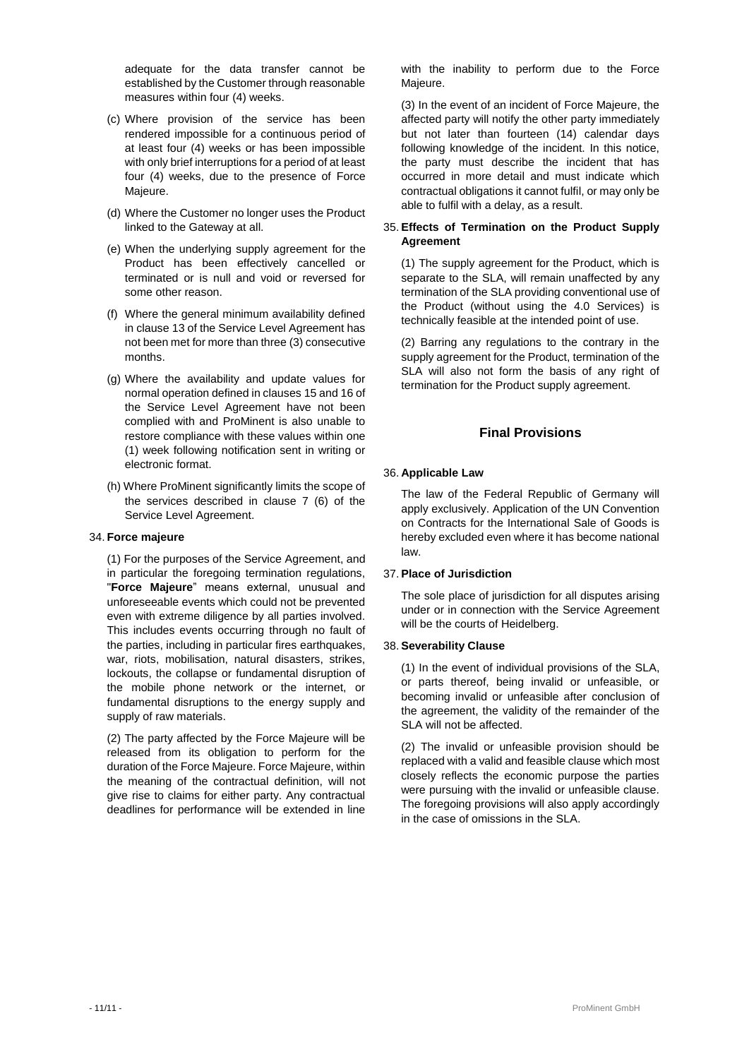adequate for the data transfer cannot be established by the Customer through reasonable measures within four (4) weeks.

(c) Where provision of the service has been rendered impossible for a continuous period of at least four (4) weeks or has been impossible with only brief interruptions for a period of at least four (4) weeks, due to the presence of Force Majeure.

(d) Where the Customer no longer uses the Product linked to the Gateway at all.

(e) When the underlying supply agreement for the Product has been effectively cancelled or terminated or is null and void or reversed for some other reason.

(f) Where the general minimum availability defined in clause 13 of the Service Level Agreement has not been met for more than three (3) consecutive months.

(g) Where the availability and update values for normal operation defined in clauses 15 and 16 of the Service Level Agreement have not been complied with and ProMinent is also unable to restore compliance with these values within one (1) week following notification sent in writing or electronic format.

(h) Where ProMinent significantly limits the scope of the services described in clause 7 (6) of the Service Level Agreement.

34. **Force majeure**

(1) For the purposes of the Service Agreement, and in particular the foregoing termination regulations, "**Force Majeure**" means external, unusual and unforeseeable events which could not be prevented even with extreme diligence by all parties involved. This includes events occurring through no fault of the parties, including in particular fires earthquakes, war, riots, mobilisation, natural disasters, strikes, lockouts, the collapse or fundamental disruption of the mobile phone network or the internet, or fundamental disruptions to the energy supply and supply of raw materials.

(2) The party affected by the Force Majeure will be released from its obligation to perform for the duration of the Force Majeure. Force Majeure, within the meaning of the contractual definition, will not give rise to claims for either party. Any contractual deadlines for performance will be extended in line with the inability to perform due to the Force Majeure.

(3) In the event of an incident of Force Majeure, the affected party will notify the other party immediately but not later than fourteen (14) calendar days following knowledge of the incident. In this notice, the party must describe the incident that has occurred in more detail and must indicate which contractual obligations it cannot fulfil, or may only be able to fulfil with a delay, as a result.

35. **Effects of Termination on the Product Supply Agreement**

(1) The supply agreement for the Product, which is separate to the SLA, will remain unaffected by any termination of the SLA providing conventional use of the Product (without using the 4.0 Services) is technically feasible at the intended point of use.

(2) Barring any regulations to the contrary in the supply agreement for the Product, termination of the SLA will also not form the basis of any right of termination for the Product supply agreement.

## Final Provisions

36. **Applicable Law**

The law of the Federal Republic of Germany will apply exclusively. Application of the UN Convention on Contracts for the International Sale of Goods is hereby excluded even where it has become national law.

37. **Place of Jurisdiction**

The sole place of jurisdiction for all disputes arising under or in connection with the Service Agreement will be the courts of Heidelberg.

38. **Severability Clause**

(1) In the event of individual provisions of the SLA, or parts thereof, being invalid or unfeasible, or becoming invalid or unfeasible after conclusion of the agreement, the validity of the remainder of the SLA will not be affected.

(2) The invalid or unfeasible provision should be replaced with a valid and feasible clause which most closely reflects the economic purpose the parties were pursuing with the invalid or unfeasible clause. The foregoing provisions will also apply accordingly in the case of omissions in the SLA.